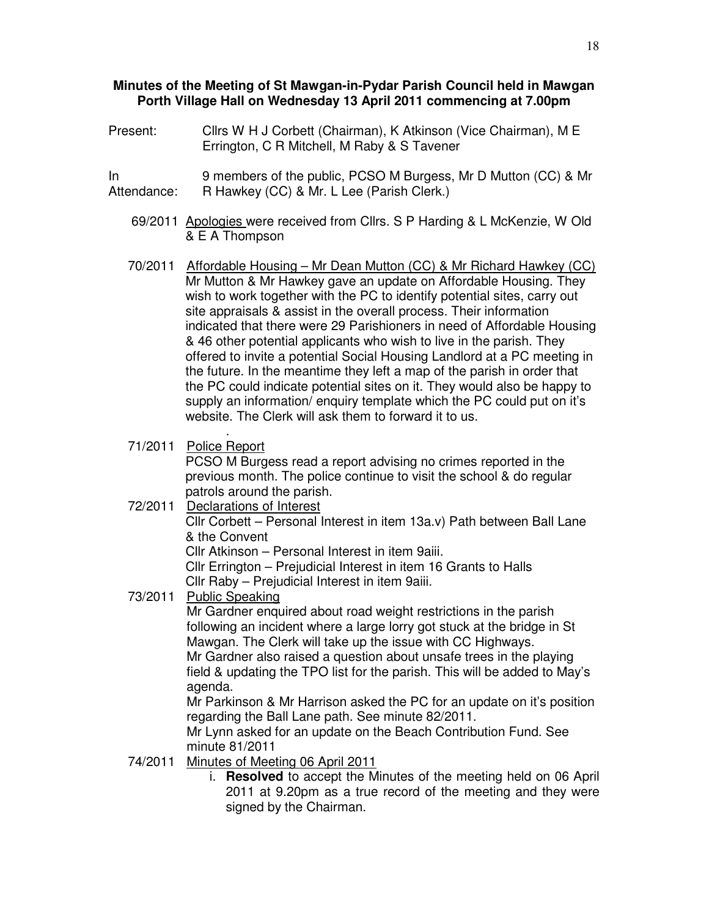**Minutes of the Meeting of St Mawgan-in-Pydar Parish Council held in Mawgan Porth Village Hall on Wednesday 13 April 2011 commencing at 7.00pm**

Present: Cllrs W H J Corbett (Chairman), K Atkinson (Vice Chairman), M E Errington, C R Mitchell, M Raby & S Tavener

In Attendance: 9 members of the public, PCSO M Burgess, Mr D Mutton (CC) & Mr R Hawkey (CC) & Mr. L Lee (Parish Clerk.)

69/2011 Apologies were received from Cllrs. S P Harding & L McKenzie, W Old & E A Thompson

70/2011 Affordable Housing – Mr Dean Mutton (CC) & Mr Richard Hawkey (CC)
Mr Mutton & Mr Hawkey gave an update on Affordable Housing. They wish to work together with the PC to identify potential sites, carry out site appraisals & assist in the overall process. Their information indicated that there were 29 Parishioners in need of Affordable Housing & 46 other potential applicants who wish to live in the parish. They offered to invite a potential Social Housing Landlord at a PC meeting in the future. In the meantime they left a map of the parish in order that the PC could indicate potential sites on it. They would also be happy to supply an information/ enquiry template which the PC could put on it's website. The Clerk will ask them to forward it to us.

71/2011 Police Report
PCSO M Burgess read a report advising no crimes reported in the previous month. The police continue to visit the school & do regular patrols around the parish.

72/2011 Declarations of Interest
Cllr Corbett – Personal Interest in item 13a.v) Path between Ball Lane & the Convent
Cllr Atkinson – Personal Interest in item 9aiii.
Cllr Errington – Prejudicial Interest in item 16 Grants to Halls
Cllr Raby – Prejudicial Interest in item 9aiii.

73/2011 Public Speaking
Mr Gardner enquired about road weight restrictions in the parish following an incident where a large lorry got stuck at the bridge in St Mawgan. The Clerk will take up the issue with CC Highways.
Mr Gardner also raised a question about unsafe trees in the playing field & updating the TPO list for the parish. This will be added to May's agenda.
Mr Parkinson & Mr Harrison asked the PC for an update on it's position regarding the Ball Lane path. See minute 82/2011.
Mr Lynn asked for an update on the Beach Contribution Fund. See minute 81/2011

74/2011 Minutes of Meeting 06 April 2011

i. **Resolved** to accept the Minutes of the meeting held on 06 April 2011 at 9.20pm as a true record of the meeting and they were signed by the Chairman.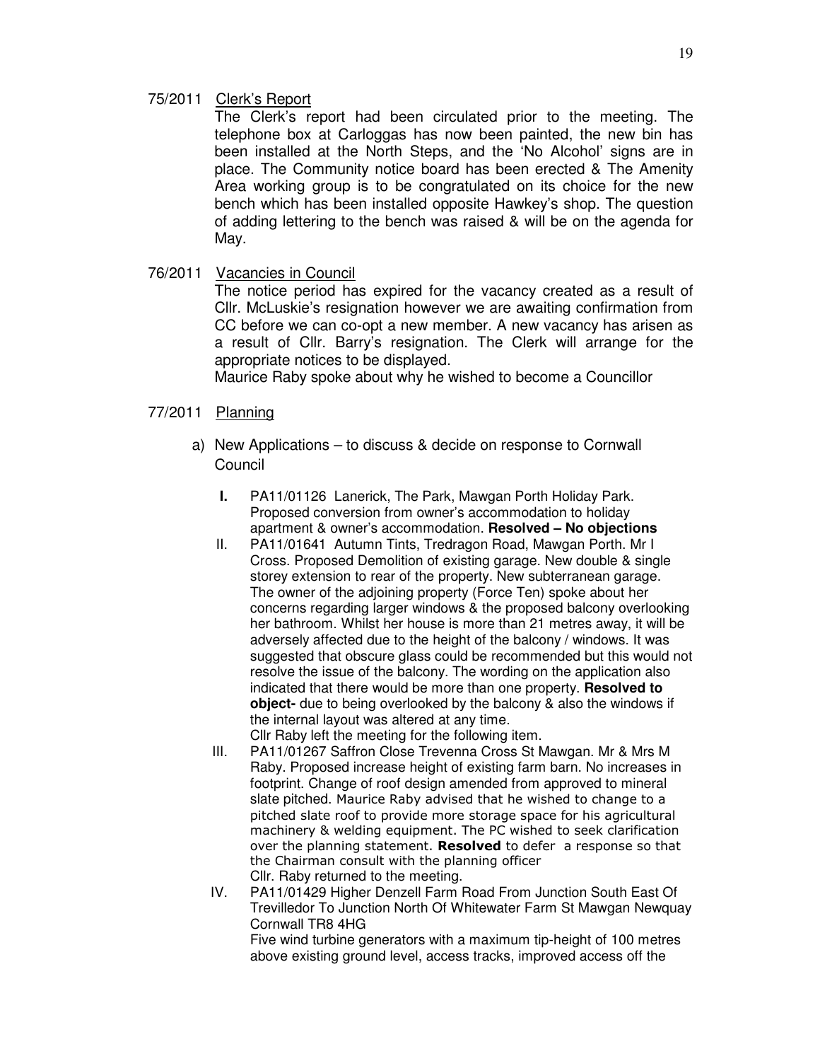75/2011 Clerk's Report

The Clerk's report had been circulated prior to the meeting. The telephone box at Carloggas has now been painted, the new bin has been installed at the North Steps, and the 'No Alcohol' signs are in place. The Community notice board has been erected & The Amenity Area working group is to be congratulated on its choice for the new bench which has been installed opposite Hawkey's shop. The question of adding lettering to the bench was raised & will be on the agenda for May.

76/2011 Vacancies in Council

The notice period has expired for the vacancy created as a result of Cllr. McLuskie's resignation however we are awaiting confirmation from CC before we can co-opt a new member. A new vacancy has arisen as a result of Cllr. Barry's resignation. The Clerk will arrange for the appropriate notices to be displayed.

Maurice Raby spoke about why he wished to become a Councillor

77/2011 Planning

a) New Applications – to discuss & decide on response to Cornwall Council

I. PA11/01126 Lanerick, The Park, Mawgan Porth Holiday Park. Proposed conversion from owner's accommodation to holiday apartment & owner's accommodation. **Resolved – No objections**

II. PA11/01641 Autumn Tints, Tredragon Road, Mawgan Porth. Mr I Cross. Proposed Demolition of existing garage. New double & single storey extension to rear of the property. New subterranean garage. The owner of the adjoining property (Force Ten) spoke about her concerns regarding larger windows & the proposed balcony overlooking her bathroom. Whilst her house is more than 21 metres away, it will be adversely affected due to the height of the balcony / windows. It was suggested that obscure glass could be recommended but this would not resolve the issue of the balcony. The wording on the application also indicated that there would be more than one property. **Resolved to object-** due to being overlooked by the balcony & also the windows if the internal layout was altered at any time.

Cllr Raby left the meeting for the following item.

III. PA11/01267 Saffron Close Trevenna Cross St Mawgan. Mr & Mrs M Raby. Proposed increase height of existing farm barn. No increases in footprint. Change of roof design amended from approved to mineral slate pitched. Maurice Raby advised that he wished to change to a pitched slate roof to provide more storage space for his agricultural machinery & welding equipment. The PC wished to seek clarification over the planning statement. **Resolved** to defer a response so that the Chairman consult with the planning officer

Cllr. Raby returned to the meeting.

IV. PA11/01429 Higher Denzell Farm Road From Junction South East Of Trevilledor To Junction North Of Whitewater Farm St Mawgan Newquay Cornwall TR8 4HG

Five wind turbine generators with a maximum tip-height of 100 metres above existing ground level, access tracks, improved access off the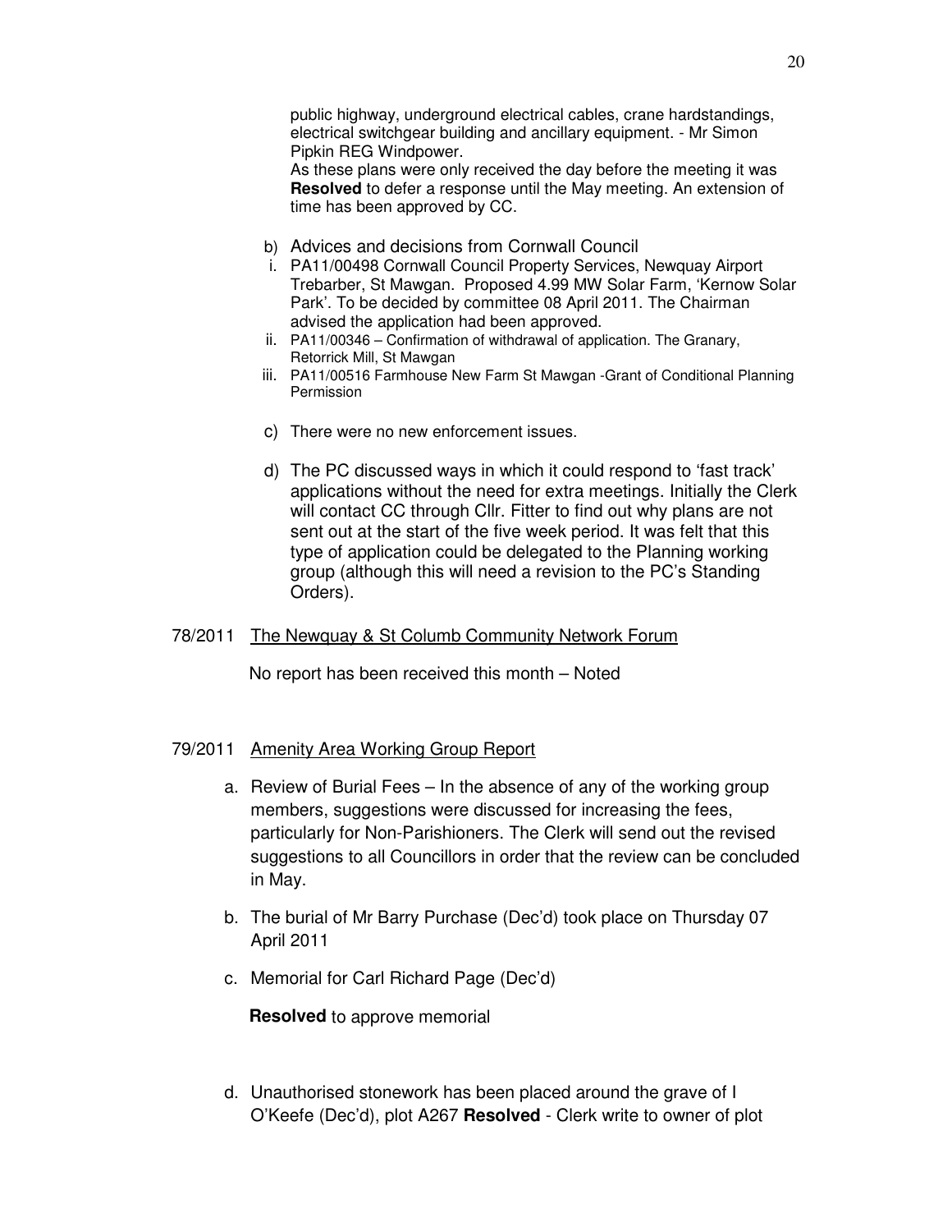public highway, underground electrical cables, crane hardstandings, electrical switchgear building and ancillary equipment. - Mr Simon Pipkin REG Windpower.

As these plans were only received the day before the meeting it was **Resolved** to defer a response until the May meeting. An extension of time has been approved by CC.

b) Advices and decisions from Cornwall Council

i. PA11/00498 Cornwall Council Property Services, Newquay Airport Trebarber, St Mawgan. Proposed 4.99 MW Solar Farm, 'Kernow Solar Park'. To be decided by committee 08 April 2011. The Chairman advised the application had been approved.

ii. PA11/00346 – Confirmation of withdrawal of application. The Granary, Retorrick Mill, St Mawgan

iii. PA11/00516 Farmhouse New Farm St Mawgan -Grant of Conditional Planning Permission

c) There were no new enforcement issues.

d) The PC discussed ways in which it could respond to 'fast track' applications without the need for extra meetings. Initially the Clerk will contact CC through Cllr. Fitter to find out why plans are not sent out at the start of the five week period. It was felt that this type of application could be delegated to the Planning working group (although this will need a revision to the PC's Standing Orders).

78/2011 <u>The Newquay & St Columb Community Network Forum</u>

No report has been received this month – Noted

79/2011 <u>Amenity Area Working Group Report</u>

a. Review of Burial Fees – In the absence of any of the working group members, suggestions were discussed for increasing the fees, particularly for Non-Parishioners. The Clerk will send out the revised suggestions to all Councillors in order that the review can be concluded in May.

b. The burial of Mr Barry Purchase (Dec'd) took place on Thursday 07 April 2011

c. Memorial for Carl Richard Page (Dec'd)

**Resolved** to approve memorial

d. Unauthorised stonework has been placed around the grave of I O'Keefe (Dec'd), plot A267 **Resolved** - Clerk write to owner of plot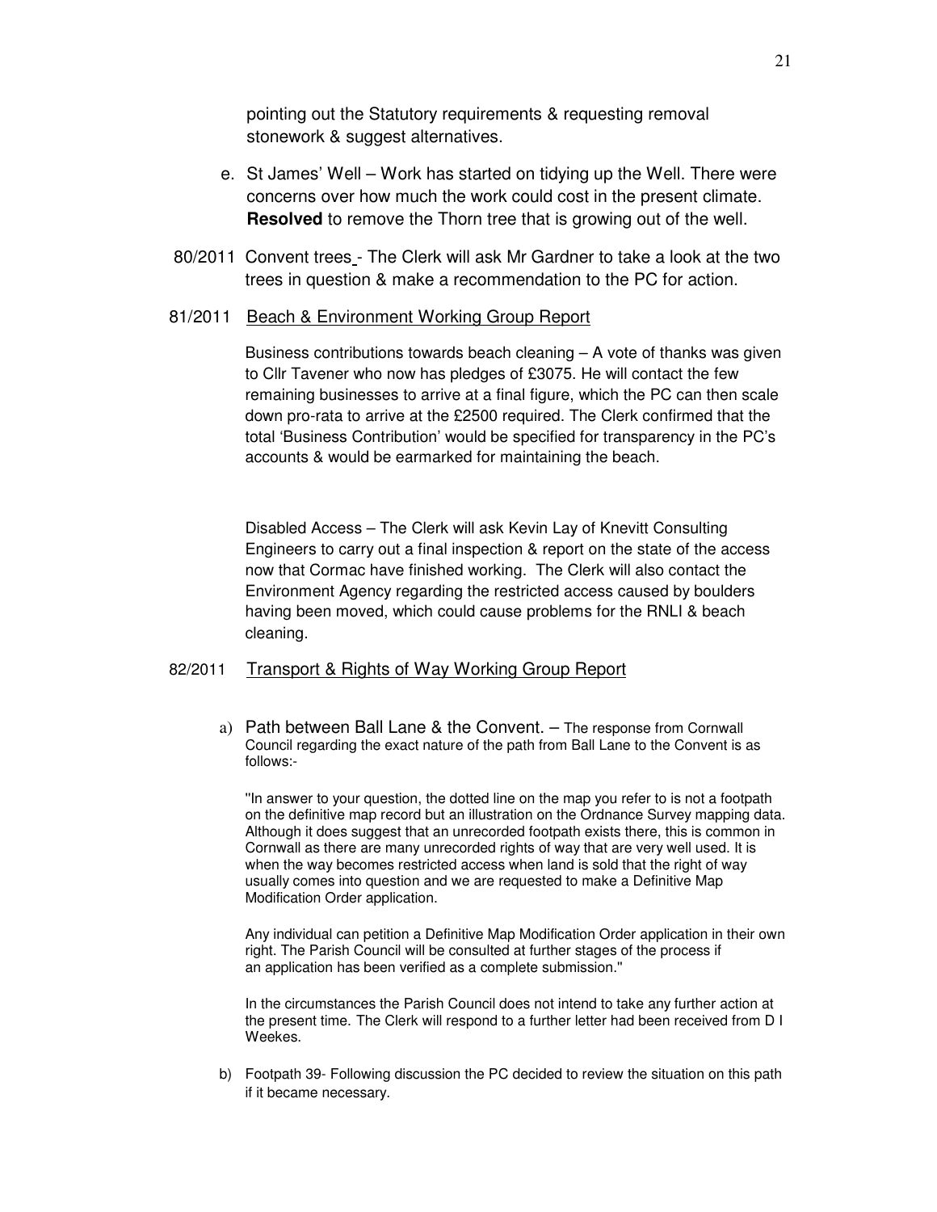pointing out the Statutory requirements & requesting removal stonework & suggest alternatives.

e. St James' Well – Work has started on tidying up the Well. There were concerns over how much the work could cost in the present climate. **Resolved** to remove the Thorn tree that is growing out of the well.

80/2011 Convent trees - The Clerk will ask Mr Gardner to take a look at the two trees in question & make a recommendation to the PC for action.

81/2011 Beach & Environment Working Group Report

Business contributions towards beach cleaning – A vote of thanks was given to Cllr Tavener who now has pledges of £3075. He will contact the few remaining businesses to arrive at a final figure, which the PC can then scale down pro-rata to arrive at the £2500 required. The Clerk confirmed that the total 'Business Contribution' would be specified for transparency in the PC's accounts & would be earmarked for maintaining the beach.

Disabled Access – The Clerk will ask Kevin Lay of Knevitt Consulting Engineers to carry out a final inspection & report on the state of the access now that Cormac have finished working. The Clerk will also contact the Environment Agency regarding the restricted access caused by boulders having been moved, which could cause problems for the RNLI & beach cleaning.

82/2011 Transport & Rights of Way Working Group Report

a) Path between Ball Lane & the Convent. – The response from Cornwall Council regarding the exact nature of the path from Ball Lane to the Convent is as follows:-

"In answer to your question, the dotted line on the map you refer to is not a footpath on the definitive map record but an illustration on the Ordnance Survey mapping data. Although it does suggest that an unrecorded footpath exists there, this is common in Cornwall as there are many unrecorded rights of way that are very well used. It is when the way becomes restricted access when land is sold that the right of way usually comes into question and we are requested to make a Definitive Map Modification Order application.

Any individual can petition a Definitive Map Modification Order application in their own right. The Parish Council will be consulted at further stages of the process if an application has been verified as a complete submission."

In the circumstances the Parish Council does not intend to take any further action at the present time. The Clerk will respond to a further letter had been received from D I Weekes.

b) Footpath 39- Following discussion the PC decided to review the situation on this path if it became necessary.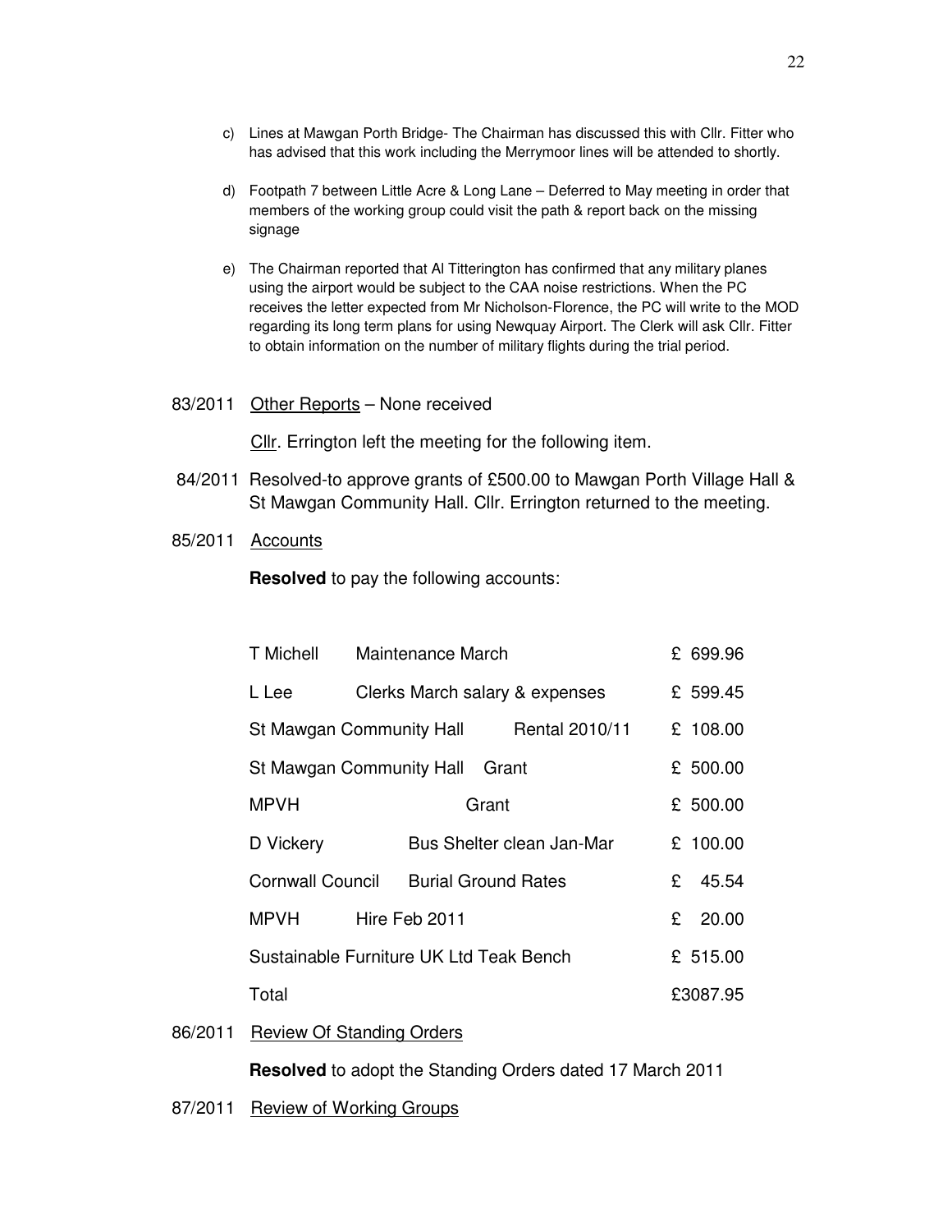c) Lines at Mawgan Porth Bridge- The Chairman has discussed this with Cllr. Fitter who has advised that this work including the Merrymoor lines will be attended to shortly.

d) Footpath 7 between Little Acre & Long Lane – Deferred to May meeting in order that members of the working group could visit the path & report back on the missing signage

e) The Chairman reported that Al Titterington has confirmed that any military planes using the airport would be subject to the CAA noise restrictions. When the PC receives the letter expected from Mr Nicholson-Florence, the PC will write to the MOD regarding its long term plans for using Newquay Airport. The Clerk will ask Cllr. Fitter to obtain information on the number of military flights during the trial period.

83/2011 Other Reports – None received

Cllr. Errington left the meeting for the following item.

84/2011 Resolved-to approve grants of £500.00 to Mawgan Porth Village Hall & St Mawgan Community Hall. Cllr. Errington returned to the meeting.

85/2011 Accounts

**Resolved** to pay the following accounts:

| | | |
|---|---|---|
| T Michell | Maintenance March | £ 699.96 |
| L Lee | Clerks March salary & expenses | £ 599.45 |
| St Mawgan Community Hall | Rental 2010/11 | £ 108.00 |
| St Mawgan Community Hall | Grant | £ 500.00 |
| MPVH | Grant | £ 500.00 |
| D Vickery | Bus Shelter clean Jan-Mar | £ 100.00 |
| Cornwall Council | Burial Ground Rates | £ 45.54 |
| MPVH | Hire Feb 2011 | £ 20.00 |
| Sustainable Furniture UK Ltd | Teak Bench | £ 515.00 |
| Total | | £3087.95 |

86/2011 Review Of Standing Orders

**Resolved** to adopt the Standing Orders dated 17 March 2011

87/2011 Review of Working Groups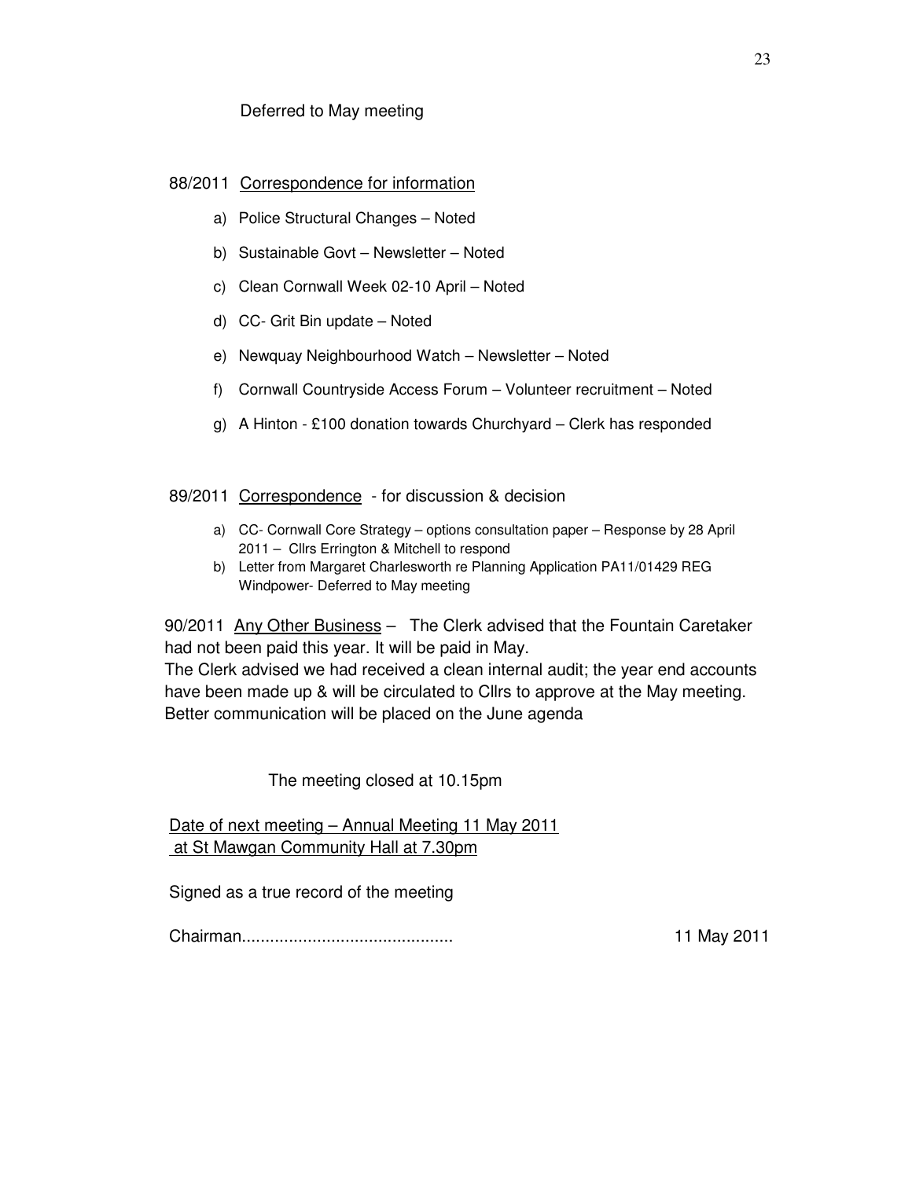Deferred to May meeting

88/2011 Correspondence for information

a) Police Structural Changes – Noted
b) Sustainable Govt – Newsletter – Noted
c) Clean Cornwall Week 02-10 April – Noted
d) CC- Grit Bin update – Noted
e) Newquay Neighbourhood Watch – Newsletter – Noted
f) Cornwall Countryside Access Forum – Volunteer recruitment – Noted
g) A Hinton - £100 donation towards Churchyard – Clerk has responded

89/2011 Correspondence - for discussion & decision

a) CC- Cornwall Core Strategy – options consultation paper – Response by 28 April 2011 – Cllrs Errington & Mitchell to respond
b) Letter from Margaret Charlesworth re Planning Application PA11/01429 REG Windpower- Deferred to May meeting

90/2011 Any Other Business – The Clerk advised that the Fountain Caretaker had not been paid this year. It will be paid in May.
The Clerk advised we had received a clean internal audit; the year end accounts have been made up & will be circulated to Cllrs to approve at the May meeting.
Better communication will be placed on the June agenda

The meeting closed at 10.15pm

Date of next meeting – Annual Meeting 11 May 2011 at St Mawgan Community Hall at 7.30pm

Signed as a true record of the meeting

Chairman............................................ 11 May 2011